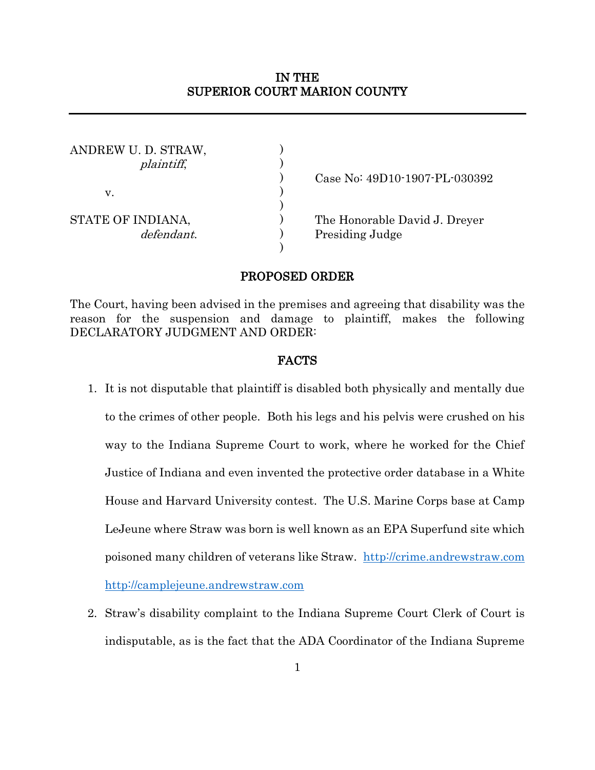# IN THE SUPERIOR COURT MARION COUNTY

ANDREW U. D. STRAW,
*plaintiff*,

v.

STATE OF INDIANA,
*defendant*.

Case No: 49D10-1907-PL-030392

The Honorable David J. Dreyer
Presiding Judge

## PROPOSED ORDER

The Court, having been advised in the premises and agreeing that disability was the reason for the suspension and damage to plaintiff, makes the following DECLARATORY JUDGMENT AND ORDER:

## FACTS

1. It is not disputable that plaintiff is disabled both physically and mentally due to the crimes of other people. Both his legs and his pelvis were crushed on his way to the Indiana Supreme Court to work, where he worked for the Chief Justice of Indiana and even invented the protective order database in a White House and Harvard University contest. The U.S. Marine Corps base at Camp LeJeune where Straw was born is well known as an EPA Superfund site which poisoned many children of veterans like Straw. http://crime.andrewstraw.com http://camplejeune.andrewstraw.com

2. Straw's disability complaint to the Indiana Supreme Court Clerk of Court is indisputable, as is the fact that the ADA Coordinator of the Indiana Supreme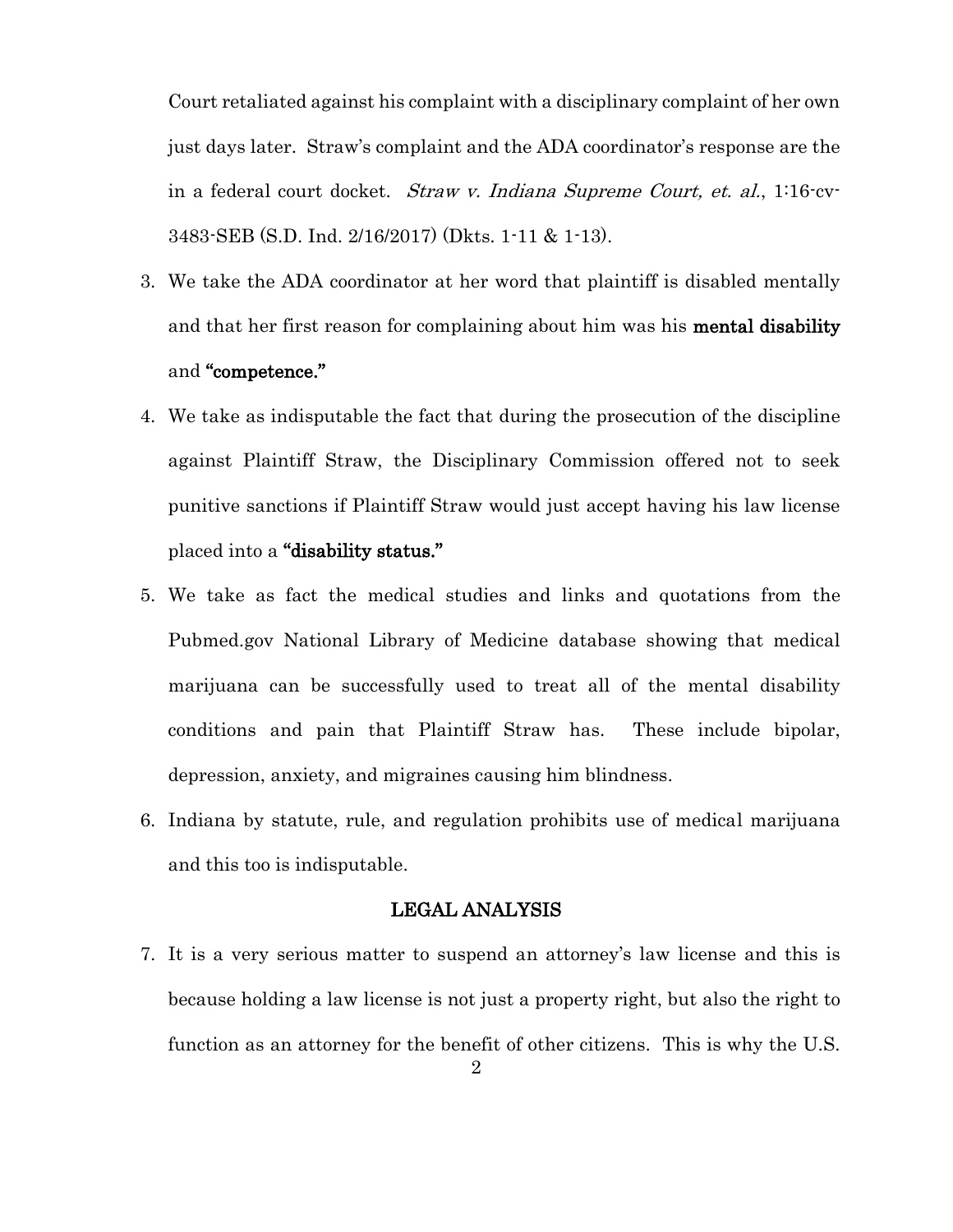Court retaliated against his complaint with a disciplinary complaint of her own just days later. Straw's complaint and the ADA coordinator's response are the in a federal court docket. *Straw v. Indiana Supreme Court, et. al.*, 1:16-cv-3483-SEB (S.D. Ind. 2/16/2017) (Dkts. 1-11 & 1-13).

3. We take the ADA coordinator at her word that plaintiff is disabled mentally and that her first reason for complaining about him was his **mental disability** and **"competence."**
4. We take as indisputable the fact that during the prosecution of the discipline against Plaintiff Straw, the Disciplinary Commission offered not to seek punitive sanctions if Plaintiff Straw would just accept having his law license placed into a **"disability status."**
5. We take as fact the medical studies and links and quotations from the Pubmed.gov National Library of Medicine database showing that medical marijuana can be successfully used to treat all of the mental disability conditions and pain that Plaintiff Straw has. These include bipolar, depression, anxiety, and migraines causing him blindness.
6. Indiana by statute, rule, and regulation prohibits use of medical marijuana and this too is indisputable.

## LEGAL ANALYSIS

7. It is a very serious matter to suspend an attorney's law license and this is because holding a law license is not just a property right, but also the right to function as an attorney for the benefit of other citizens. This is why the U.S.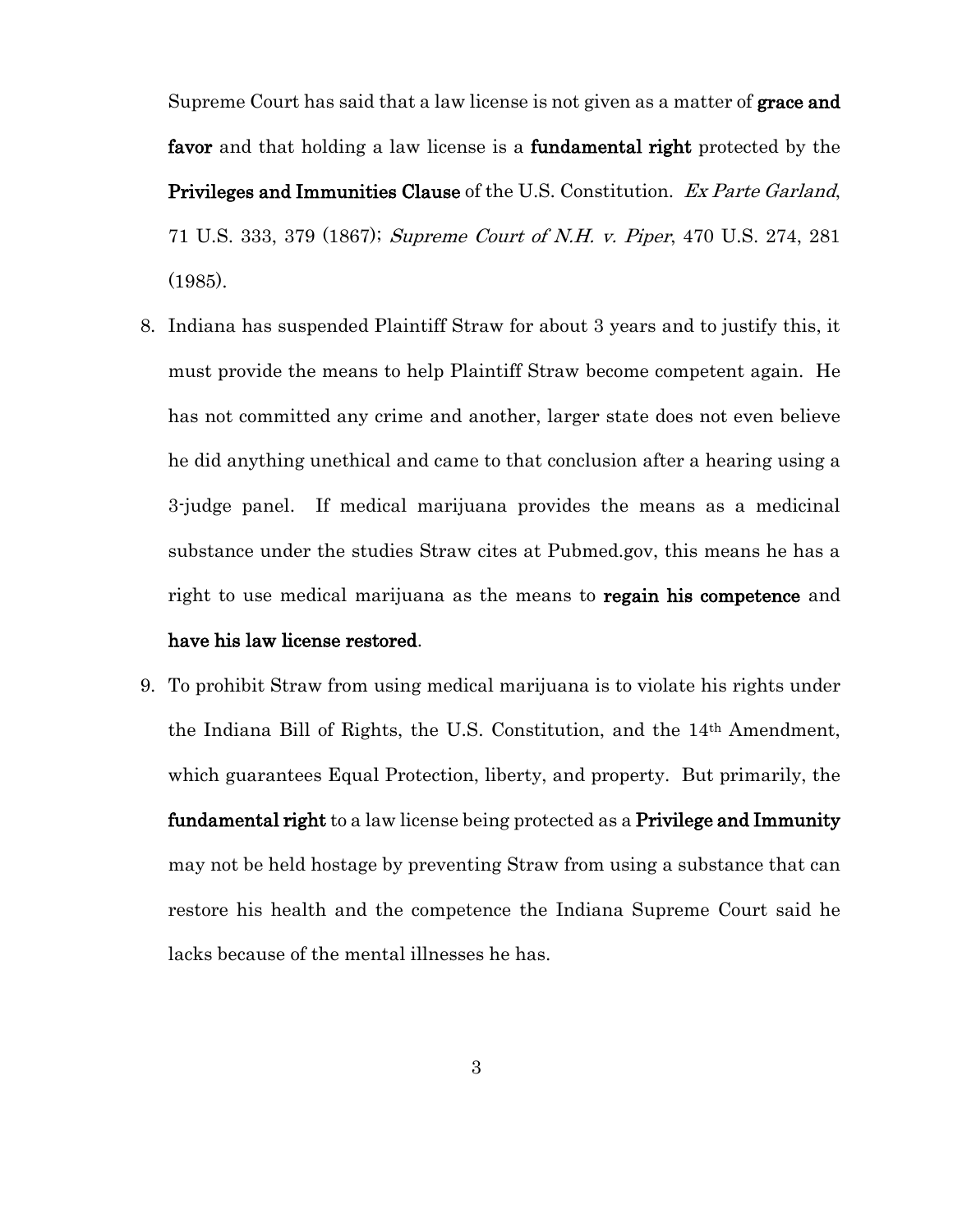Supreme Court has said that a law license is not given as a matter of **grace and favor** and that holding a law license is a **fundamental right** protected by the **Privileges and Immunities Clause** of the U.S. Constitution. *Ex Parte Garland*, 71 U.S. 333, 379 (1867); *Supreme Court of N.H. v. Piper*, 470 U.S. 274, 281 (1985).

8. Indiana has suspended Plaintiff Straw for about 3 years and to justify this, it must provide the means to help Plaintiff Straw become competent again. He has not committed any crime and another, larger state does not even believe he did anything unethical and came to that conclusion after a hearing using a 3-judge panel. If medical marijuana provides the means as a medicinal substance under the studies Straw cites at Pubmed.gov, this means he has a right to use medical marijuana as the means to **regain his competence** and **have his law license restored**.

9. To prohibit Straw from using medical marijuana is to violate his rights under the Indiana Bill of Rights, the U.S. Constitution, and the 14th Amendment, which guarantees Equal Protection, liberty, and property. But primarily, the **fundamental right** to a law license being protected as a **Privilege and Immunity** may not be held hostage by preventing Straw from using a substance that can restore his health and the competence the Indiana Supreme Court said he lacks because of the mental illnesses he has.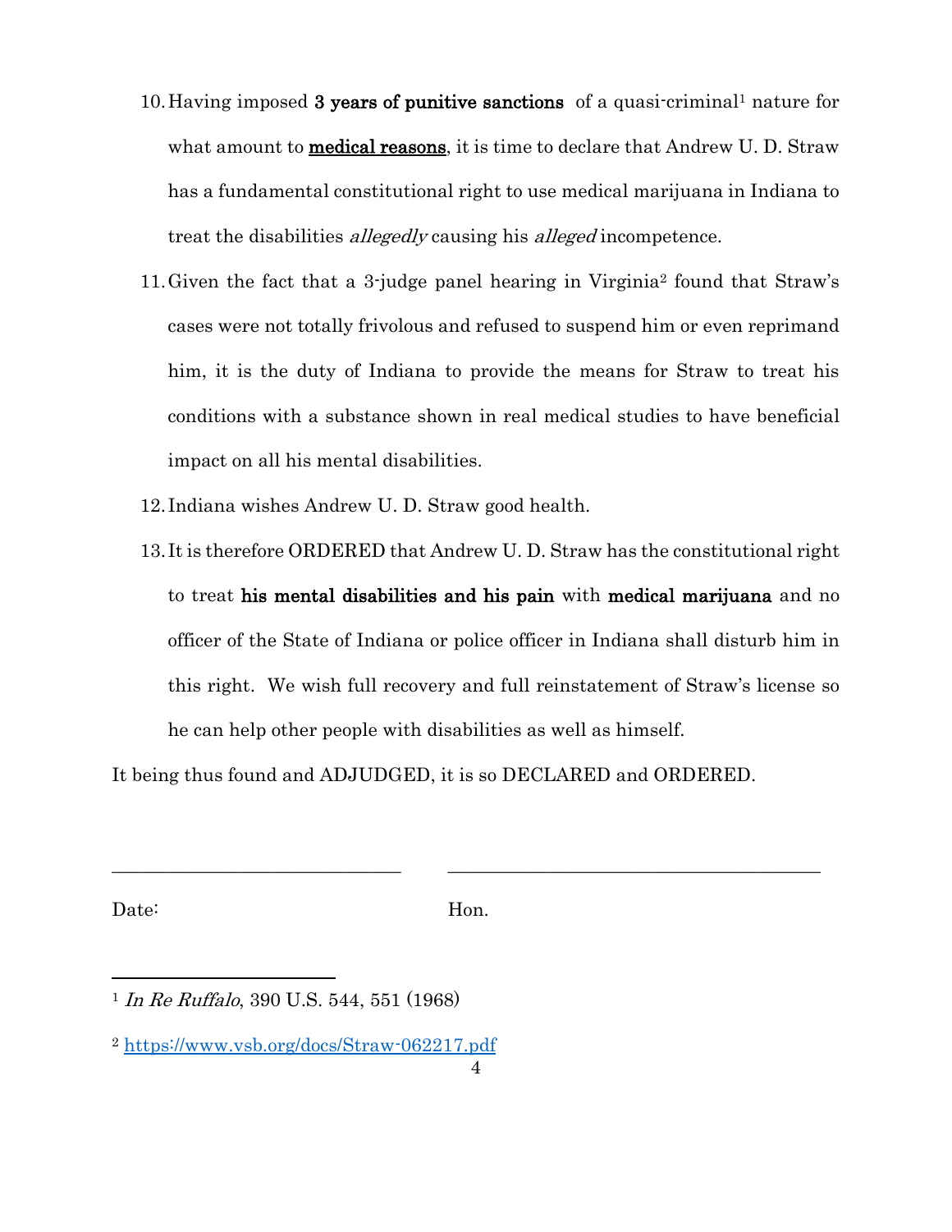10. Having imposed **3 years of punitive sanctions** of a quasi-criminal[1] nature for what amount to **medical reasons**, it is time to declare that Andrew U. D. Straw has a fundamental constitutional right to use medical marijuana in Indiana to treat the disabilities *allegedly* causing his *alleged* incompetence.

11. Given the fact that a 3-judge panel hearing in Virginia[2] found that Straw's cases were not totally frivolous and refused to suspend him or even reprimand him, it is the duty of Indiana to provide the means for Straw to treat his conditions with a substance shown in real medical studies to have beneficial impact on all his mental disabilities.

12. Indiana wishes Andrew U. D. Straw good health.

13. It is therefore ORDERED that Andrew U. D. Straw has the constitutional right to treat **his mental disabilities and his pain** with **medical marijuana** and no officer of the State of Indiana or police officer in Indiana shall disturb him in this right. We wish full recovery and full reinstatement of Straw's license so he can help other people with disabilities as well as himself.

It being thus found and ADJUDGED, it is so DECLARED and ORDERED.

______________________________ ________________________________________

Date: Hon.

---

[1] *In Re Ruffalo*, 390 U.S. 544, 551 (1968)

[2] https://www.vsb.org/docs/Straw-062217.pdf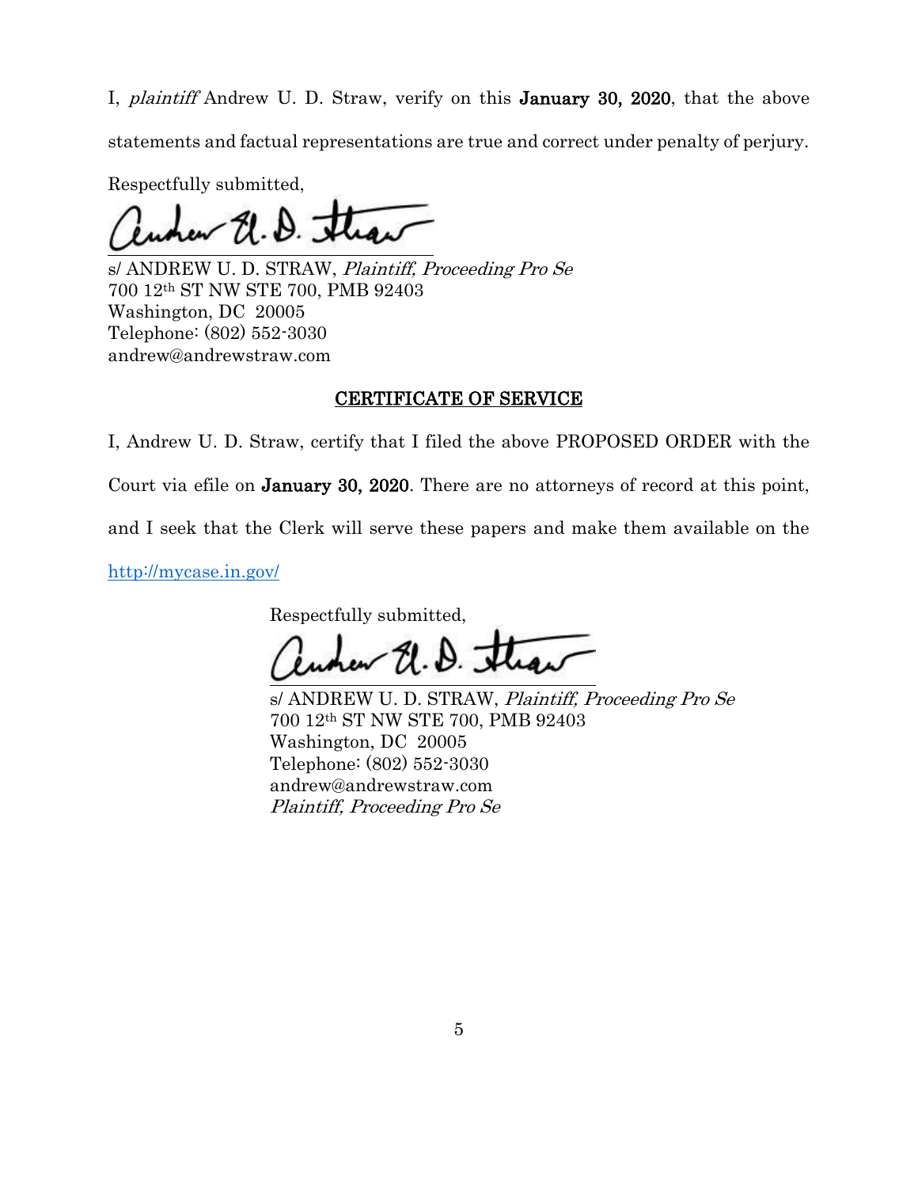I, *plaintiff* Andrew U. D. Straw, verify on this **January 30, 2020**, that the above statements and factual representations are true and correct under penalty of perjury.

Respectfully submitted,

s/ ANDREW U. D. STRAW, *Plaintiff, Proceeding Pro Se*
700 12th ST NW STE 700, PMB 92403
Washington, DC 20005
Telephone: (802) 552-3030
andrew@andrewstraw.com

## CERTIFICATE OF SERVICE

I, Andrew U. D. Straw, certify that I filed the above PROPOSED ORDER with the Court via efile on **January 30, 2020**. There are no attorneys of record at this point, and I seek that the Clerk will serve these papers and make them available on the http://mycase.in.gov/

Respectfully submitted,

s/ ANDREW U. D. STRAW, *Plaintiff, Proceeding Pro Se*
700 12th ST NW STE 700, PMB 92403
Washington, DC 20005
Telephone: (802) 552-3030
andrew@andrewstraw.com
*Plaintiff, Proceeding Pro Se*